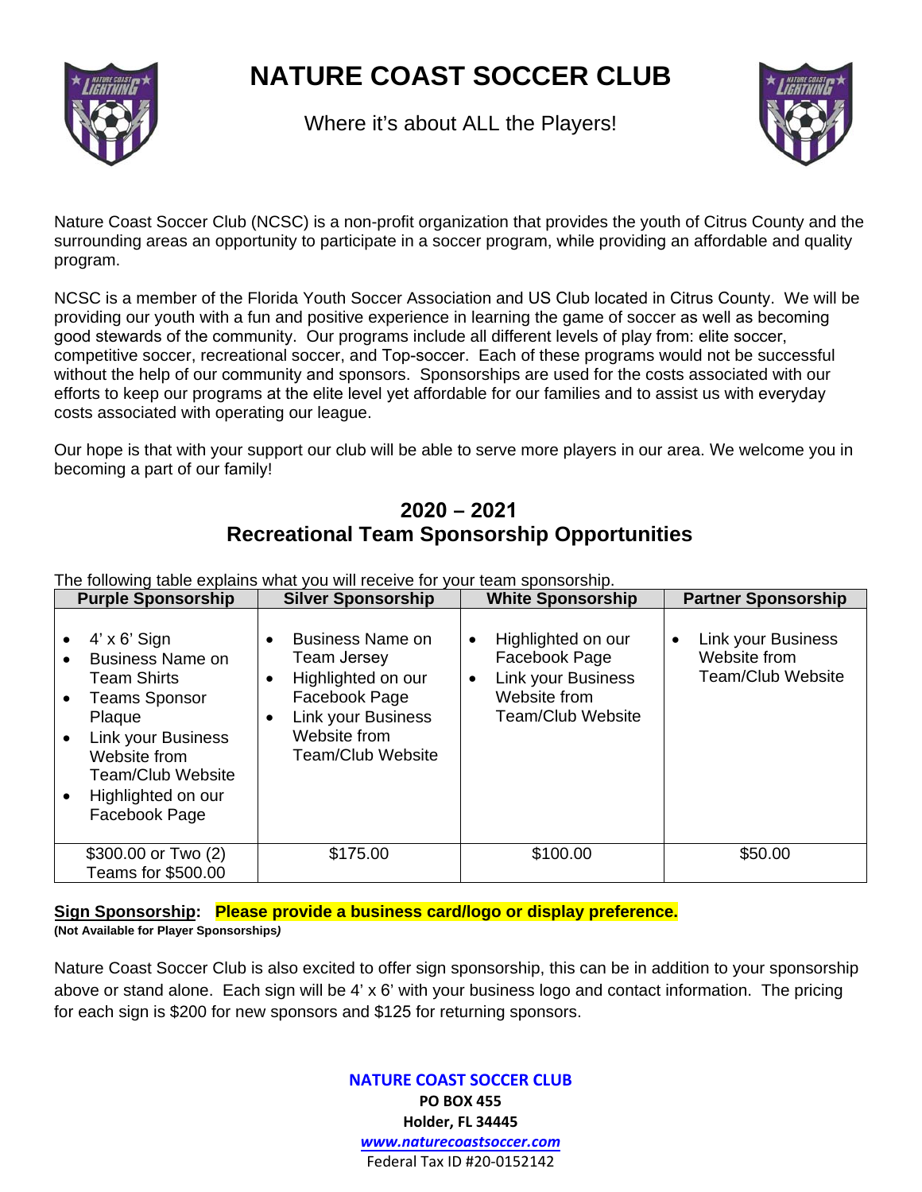# NATURE COAST SOCCER CLUB

Where it's about ALL the Players!

Nature Coast Soccer Club (NCSC) is a non-profit organization that provides the youth of Citrus County and the surrounding areas an opportunity to participate in a soccer program, while providing an affordable and quality program.

NCSC is a member of the Florida Youth Soccer Association and US Club located in Citrus County. We will be providing our youth with a fun and positive experience in learning the game of soccer as well as becoming good stewards of the community. Our programs include all different levels of play from: elite soccer, competitive soccer, recreational soccer, and Top-soccer. Each of these programs would not be successful without the help of our community and sponsors. Sponsorships are used for the costs associated with our efforts to keep our programs at the elite level yet affordable for our families and to assist us with everyday costs associated with operating our league.

Our hope is that with your support our club will be able to serve more players in our area. We welcome you in becoming a part of our family!

## 2020 – 2021
## Recreational Team Sponsorship Opportunities

The following table explains what you will receive for your team sponsorship.

| Purple Sponsorship | Silver Sponsorship | White Sponsorship | Partner Sponsorship |
|---|---|---|---|
| • 4' x 6' Sign<br>• Business Name on Team Shirts<br>• Teams Sponsor Plaque<br>• Link your Business Website from Team/Club Website<br>• Highlighted on our Facebook Page | • Business Name on Team Jersey<br>• Highlighted on our Facebook Page<br>• Link your Business Website from Team/Club Website | • Highlighted on our Facebook Page<br>• Link your Business Website from Team/Club Website | • Link your Business Website from Team/Club Website |
| $300.00 or Two (2) Teams for $500.00 | $175.00 | $100.00 | $50.00 |

**Sign Sponsorship**: **Please provide a business card/logo or display preference.**
**(Not Available for Player Sponsorships)**

Nature Coast Soccer Club is also excited to offer sign sponsorship, this can be in addition to your sponsorship above or stand alone. Each sign will be 4' x 6' with your business logo and contact information. The pricing for each sign is $200 for new sponsors and $125 for returning sponsors.

**NATURE COAST SOCCER CLUB**
**PO BOX 455**
**Holder, FL 34445**
***www.naturecoastsoccer.com***
Federal Tax ID #20-0152142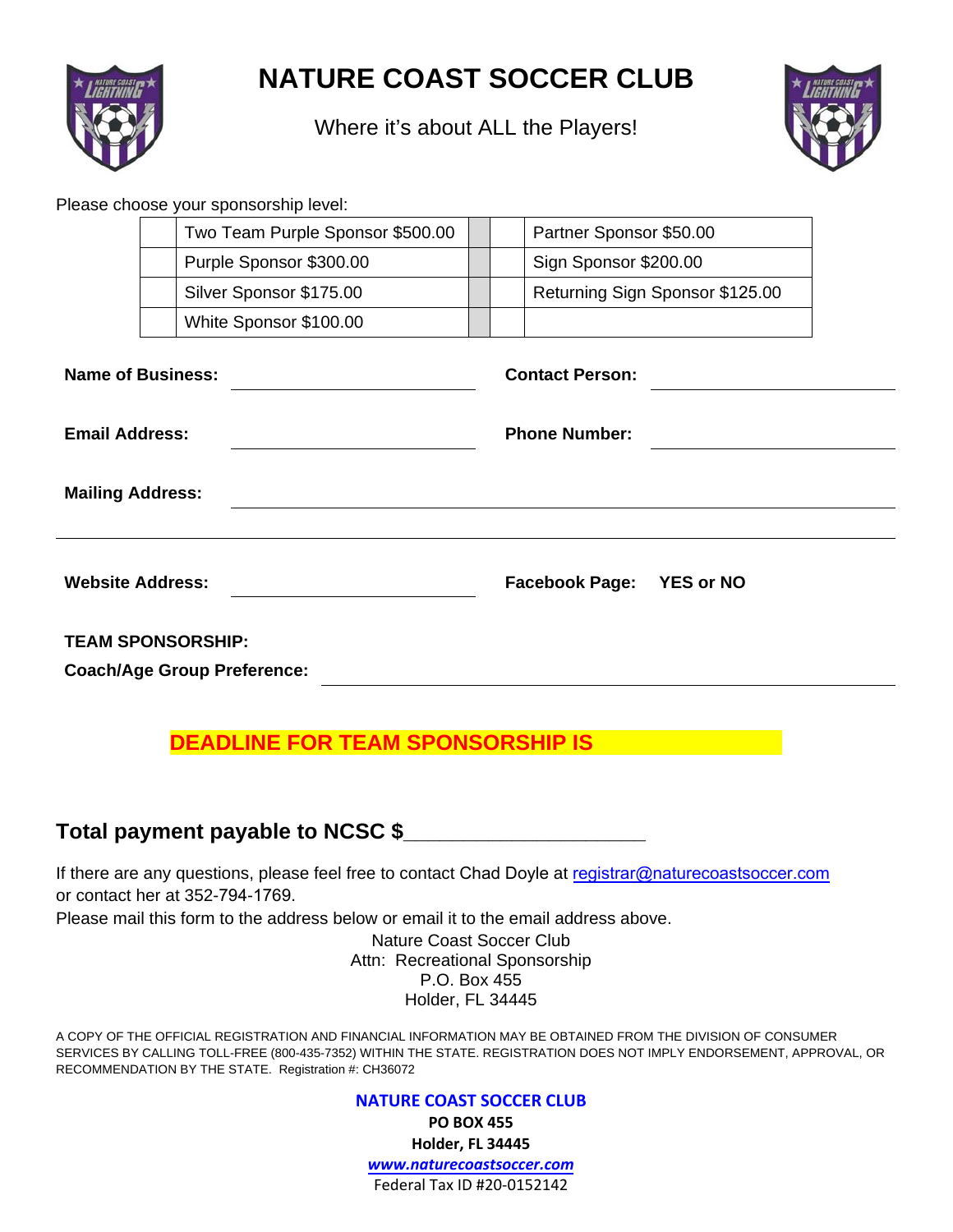# NATURE COAST SOCCER CLUB

Where it's about ALL the Players!

Please choose your sponsorship level:

| | | | | |
|---|---|---|---|---|
| | Two Team Purple Sponsor $500.00 | | | Partner Sponsor $50.00 |
| | Purple Sponsor $300.00 | | | Sign Sponsor $200.00 |
| | Silver Sponsor $175.00 | | | Returning Sign Sponsor $125.00 |
| | White Sponsor $100.00 | | | |

**Name of Business:** ______________________ **Contact Person:** ______________________

**Email Address:** ______________________ **Phone Number:** ______________________

**Mailing Address:** ______________________________________________

______________________________________________

**Website Address:** ______________________ **Facebook Page: YES or NO**

**TEAM SPONSORSHIP:**

**Coach/Age Group Preference:** ______________________________________________

**DEADLINE FOR TEAM SPONSORSHIP IS**

## Total payment payable to NCSC $____________________

If there are any questions, please feel free to contact Chad Doyle at registrar@naturecoastsoccer.com or contact her at 352-794-1769.

Please mail this form to the address below or email it to the email address above.

Nature Coast Soccer Club
Attn: Recreational Sponsorship
P.O. Box 455
Holder, FL 34445

A COPY OF THE OFFICIAL REGISTRATION AND FINANCIAL INFORMATION MAY BE OBTAINED FROM THE DIVISION OF CONSUMER SERVICES BY CALLING TOLL-FREE (800-435-7352) WITHIN THE STATE. REGISTRATION DOES NOT IMPLY ENDORSEMENT, APPROVAL, OR RECOMMENDATION BY THE STATE. Registration #: CH36072

**NATURE COAST SOCCER CLUB**
**PO BOX 455**
**Holder, FL 34445**
***www.naturecoastsoccer.com***
Federal Tax ID #20-0152142